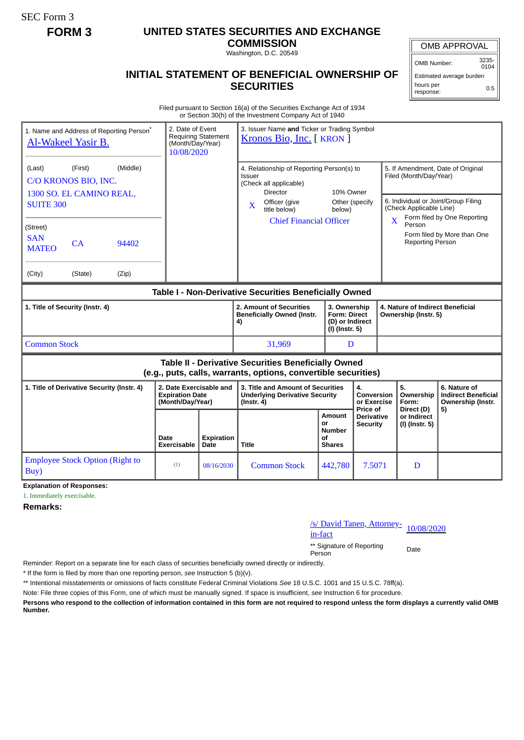SEC Form 3

**FORM 3**

# UNITED STATES SECURITIES AND EXCHANGE COMMISSION

Washington, D.C. 20549

## INITIAL STATEMENT OF BENEFICIAL OWNERSHIP OF SECURITIES

| OMB APPROVAL | |
|---|---|
| OMB Number: | 3235-0104 |
| Estimated average burden hours per response: | 0.5 |

Filed pursuant to Section 16(a) of the Securities Exchange Act of 1934 or Section 30(h) of the Investment Company Act of 1940

1. Name and Address of Reporting Person*
Al-Wakeel Yasir B.

(Last) (First) (Middle)
C/O KRONOS BIO, INC.
1300 SO. EL CAMINO REAL, SUITE 300

(Street)
SAN MATEO CA 94402

(City) (State) (Zip)

2. Date of Event Requiring Statement (Month/Day/Year)
10/08/2020

3. Issuer Name **and** Ticker or Trading Symbol
Kronos Bio, Inc. [ KRON ]

4. Relationship of Reporting Person(s) to Issuer (Check all applicable)
Director | 10% Owner
X Officer (give title below) | Other (specify below)
Chief Financial Officer

5. If Amendment, Date of Original Filed (Month/Day/Year)

6. Individual or Joint/Group Filing (Check Applicable Line)
X Form filed by One Reporting Person
Form filed by More than One Reporting Person

### Table I - Non-Derivative Securities Beneficially Owned

| 1. Title of Security (Instr. 4) | 2. Amount of Securities Beneficially Owned (Instr. 4) | 3. Ownership Form: Direct (D) or Indirect (I) (Instr. 5) | 4. Nature of Indirect Beneficial Ownership (Instr. 5) |
|---|---|---|---|
| Common Stock | 31,969 | D | |

### Table II - Derivative Securities Beneficially Owned (e.g., puts, calls, warrants, options, convertible securities)

| 1. Title of Derivative Security (Instr. 4) | 2. Date Exercisable and Expiration Date (Month/Day/Year) | | 3. Title and Amount of Securities Underlying Derivative Security (Instr. 4) | | 4. Conversion or Exercise Price of Derivative Security | 5. Ownership Form: Direct (D) or Indirect (I) (Instr. 5) | 6. Nature of Indirect Beneficial Ownership (Instr. 5) |
|---|---|---|---|---|---|---|---|
| | Date Exercisable | Expiration Date | Title | Amount or Number of Shares | | | |
| Employee Stock Option (Right to Buy) | (1) | 08/16/2030 | Common Stock | 442,780 | 7.5071 | D | |

**Explanation of Responses:**

1. Immediately exercisable.

**Remarks:**

/s/ David Tanen, Attorney-in-fact 10/08/2020

** Signature of Reporting Person Date

Reminder: Report on a separate line for each class of securities beneficially owned directly or indirectly.

\* If the form is filed by more than one reporting person, *see* Instruction 5 (b)(v).

** Intentional misstatements or omissions of facts constitute Federal Criminal Violations *See* 18 U.S.C. 1001 and 15 U.S.C. 78ff(a).

Note: File three copies of this Form, one of which must be manually signed. If space is insufficient, *see* Instruction 6 for procedure.

**Persons who respond to the collection of information contained in this form are not required to respond unless the form displays a currently valid OMB Number.**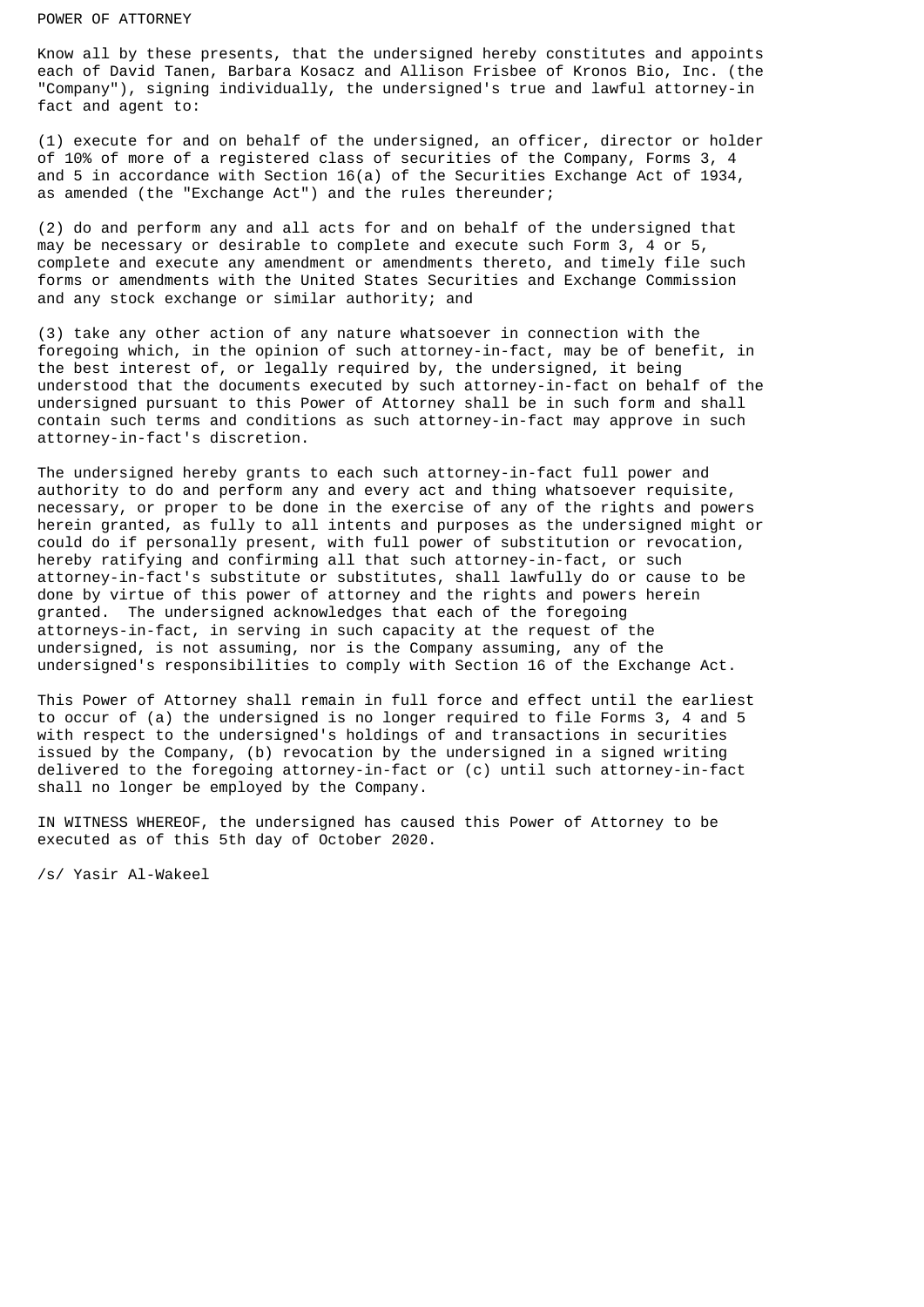# POWER OF ATTORNEY

Know all by these presents, that the undersigned hereby constitutes and appoints each of David Tanen, Barbara Kosacz and Allison Frisbee of Kronos Bio, Inc. (the "Company"), signing individually, the undersigned's true and lawful attorney-in fact and agent to:

(1) execute for and on behalf of the undersigned, an officer, director or holder of 10% of more of a registered class of securities of the Company, Forms 3, 4 and 5 in accordance with Section 16(a) of the Securities Exchange Act of 1934, as amended (the "Exchange Act") and the rules thereunder;

(2) do and perform any and all acts for and on behalf of the undersigned that may be necessary or desirable to complete and execute such Form 3, 4 or 5, complete and execute any amendment or amendments thereto, and timely file such forms or amendments with the United States Securities and Exchange Commission and any stock exchange or similar authority; and

(3) take any other action of any nature whatsoever in connection with the foregoing which, in the opinion of such attorney-in-fact, may be of benefit, in the best interest of, or legally required by, the undersigned, it being understood that the documents executed by such attorney-in-fact on behalf of the undersigned pursuant to this Power of Attorney shall be in such form and shall contain such terms and conditions as such attorney-in-fact may approve in such attorney-in-fact's discretion.

The undersigned hereby grants to each such attorney-in-fact full power and authority to do and perform any and every act and thing whatsoever requisite, necessary, or proper to be done in the exercise of any of the rights and powers herein granted, as fully to all intents and purposes as the undersigned might or could do if personally present, with full power of substitution or revocation, hereby ratifying and confirming all that such attorney-in-fact, or such attorney-in-fact's substitute or substitutes, shall lawfully do or cause to be done by virtue of this power of attorney and the rights and powers herein granted. The undersigned acknowledges that each of the foregoing attorneys-in-fact, in serving in such capacity at the request of the undersigned, is not assuming, nor is the Company assuming, any of the undersigned's responsibilities to comply with Section 16 of the Exchange Act.

This Power of Attorney shall remain in full force and effect until the earliest to occur of (a) the undersigned is no longer required to file Forms 3, 4 and 5 with respect to the undersigned's holdings of and transactions in securities issued by the Company, (b) revocation by the undersigned in a signed writing delivered to the foregoing attorney-in-fact or (c) until such attorney-in-fact shall no longer be employed by the Company.

IN WITNESS WHEREOF, the undersigned has caused this Power of Attorney to be executed as of this 5th day of October 2020.

/s/ Yasir Al-Wakeel